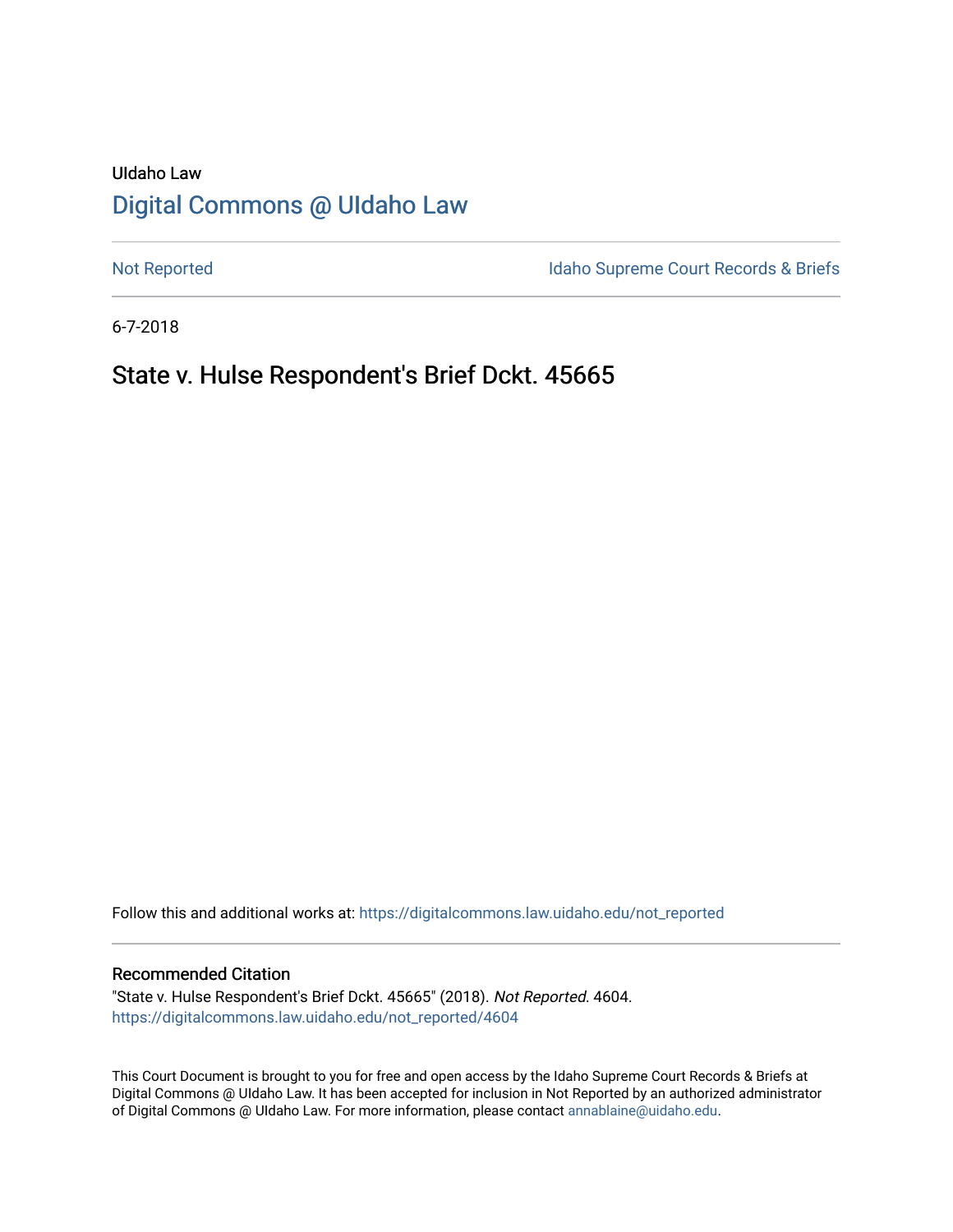UIdaho Law

# Digital Commons @ UIdaho Law

Not Reported

Idaho Supreme Court Records & Briefs

6-7-2018

## State v. Hulse Respondent's Brief Dckt. 45665

Follow this and additional works at: https://digitalcommons.law.uidaho.edu/not_reported

### Recommended Citation

"State v. Hulse Respondent's Brief Dckt. 45665" (2018). *Not Reported*. 4604.
https://digitalcommons.law.uidaho.edu/not_reported/4604

This Court Document is brought to you for free and open access by the Idaho Supreme Court Records & Briefs at Digital Commons @ UIdaho Law. It has been accepted for inclusion in Not Reported by an authorized administrator of Digital Commons @ UIdaho Law. For more information, please contact annablaine@uidaho.edu.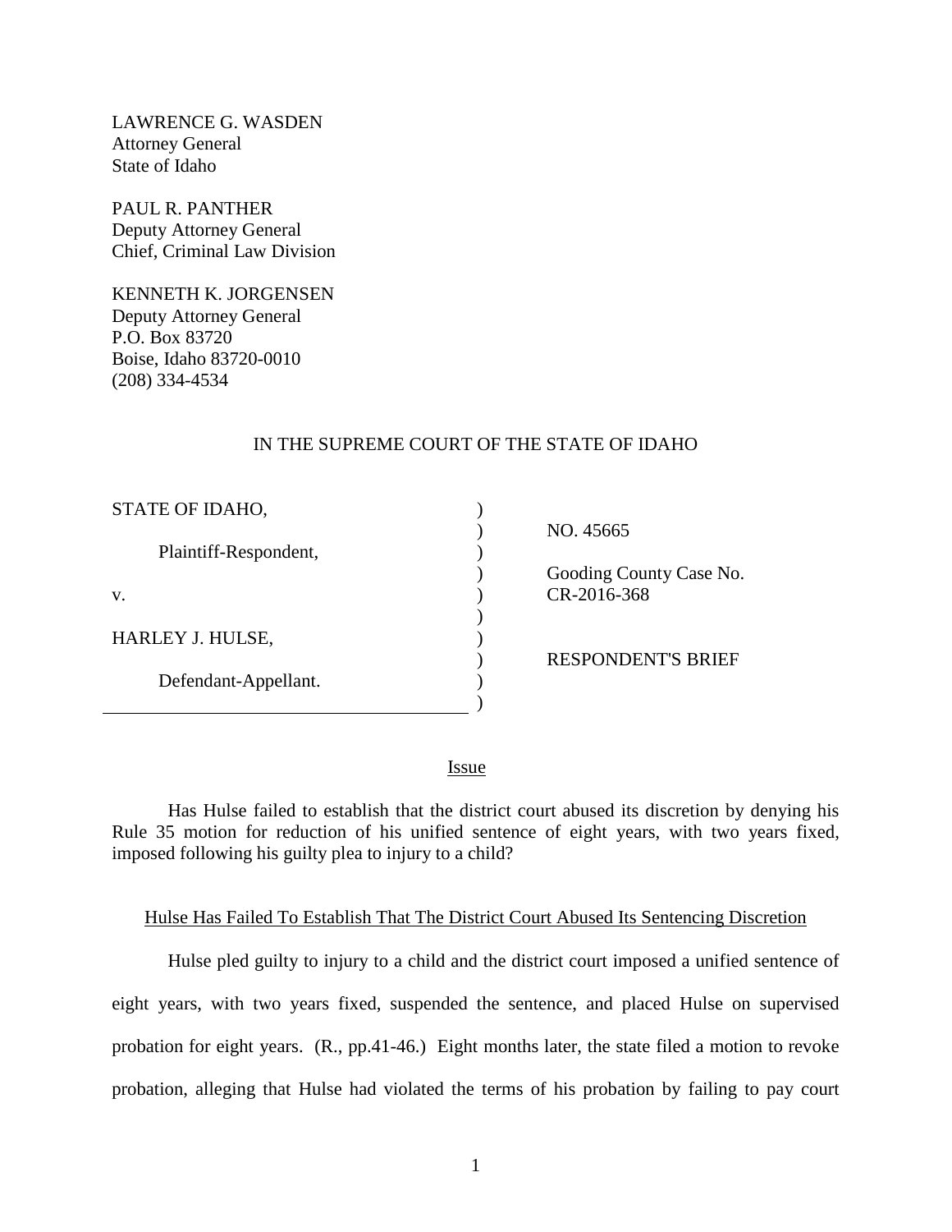LAWRENCE G. WASDEN
Attorney General
State of Idaho

PAUL R. PANTHER
Deputy Attorney General
Chief, Criminal Law Division

KENNETH K. JORGENSEN
Deputy Attorney General
P.O. Box 83720
Boise, Idaho 83720-0010
(208) 334-4534

IN THE SUPREME COURT OF THE STATE OF IDAHO

| | | |
|---|---|---|
| STATE OF IDAHO, | ) | |
| | ) | NO. 45665 |
| Plaintiff-Respondent, | ) | |
| | ) | Gooding County Case No. |
| v. | ) | CR-2016-368 |
| | ) | |
| HARLEY J. HULSE, | ) | |
| | ) | RESPONDENT'S BRIEF |
| Defendant-Appellant. | ) | |
| | ) | |

## Issue

Has Hulse failed to establish that the district court abused its discretion by denying his Rule 35 motion for reduction of his unified sentence of eight years, with two years fixed, imposed following his guilty plea to injury to a child?

## Hulse Has Failed To Establish That The District Court Abused Its Sentencing Discretion

Hulse pled guilty to injury to a child and the district court imposed a unified sentence of eight years, with two years fixed, suspended the sentence, and placed Hulse on supervised probation for eight years. (R., pp.41-46.) Eight months later, the state filed a motion to revoke probation, alleging that Hulse had violated the terms of his probation by failing to pay court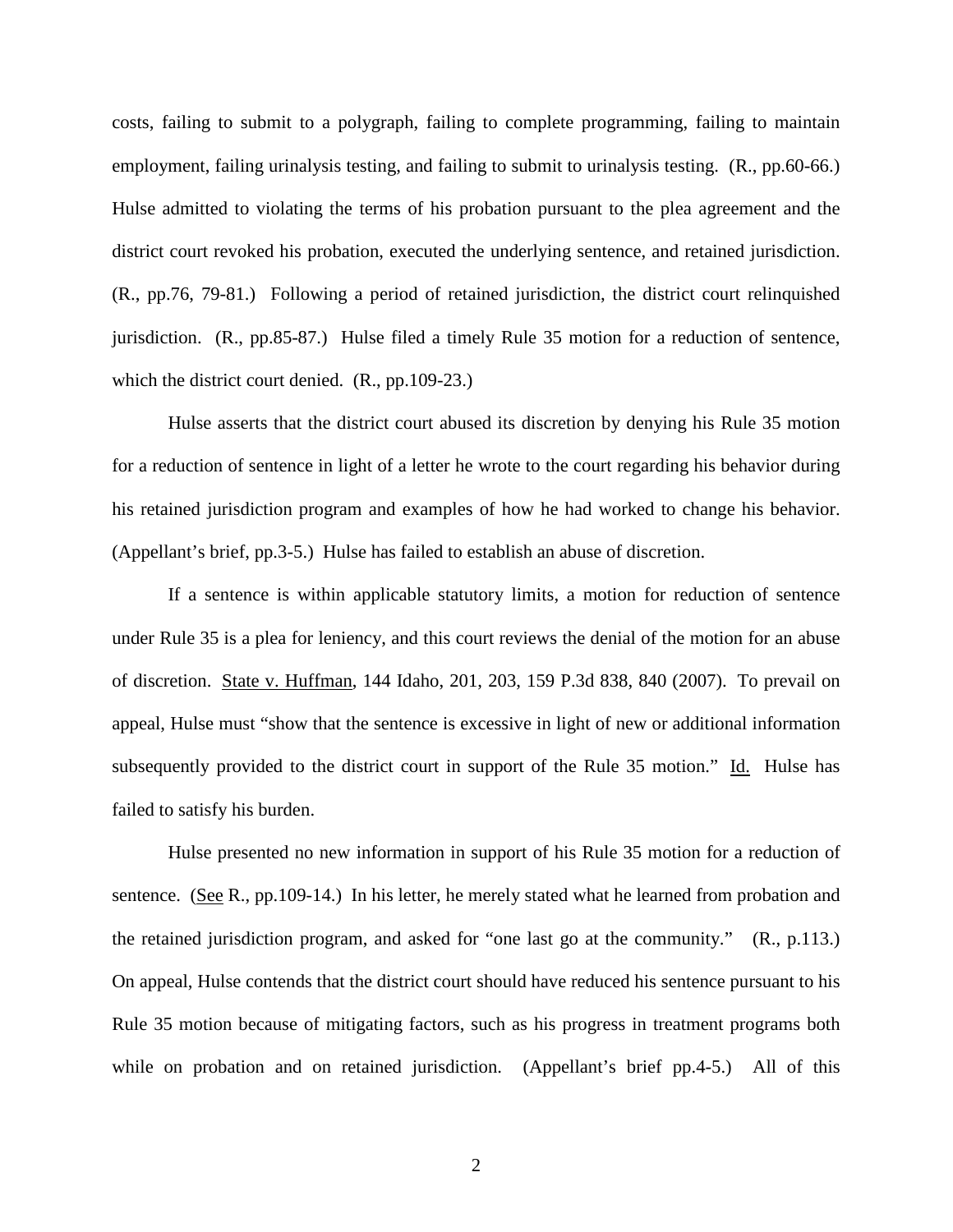costs, failing to submit to a polygraph, failing to complete programming, failing to maintain employment, failing urinalysis testing, and failing to submit to urinalysis testing. (R., pp.60-66.) Hulse admitted to violating the terms of his probation pursuant to the plea agreement and the district court revoked his probation, executed the underlying sentence, and retained jurisdiction. (R., pp.76, 79-81.) Following a period of retained jurisdiction, the district court relinquished jurisdiction. (R., pp.85-87.) Hulse filed a timely Rule 35 motion for a reduction of sentence, which the district court denied. (R., pp.109-23.)

Hulse asserts that the district court abused its discretion by denying his Rule 35 motion for a reduction of sentence in light of a letter he wrote to the court regarding his behavior during his retained jurisdiction program and examples of how he had worked to change his behavior. (Appellant's brief, pp.3-5.) Hulse has failed to establish an abuse of discretion.

If a sentence is within applicable statutory limits, a motion for reduction of sentence under Rule 35 is a plea for leniency, and this court reviews the denial of the motion for an abuse of discretion. State v. Huffman, 144 Idaho, 201, 203, 159 P.3d 838, 840 (2007). To prevail on appeal, Hulse must "show that the sentence is excessive in light of new or additional information subsequently provided to the district court in support of the Rule 35 motion." Id. Hulse has failed to satisfy his burden.

Hulse presented no new information in support of his Rule 35 motion for a reduction of sentence. (See R., pp.109-14.) In his letter, he merely stated what he learned from probation and the retained jurisdiction program, and asked for "one last go at the community." (R., p.113.) On appeal, Hulse contends that the district court should have reduced his sentence pursuant to his Rule 35 motion because of mitigating factors, such as his progress in treatment programs both while on probation and on retained jurisdiction. (Appellant's brief pp.4-5.) All of this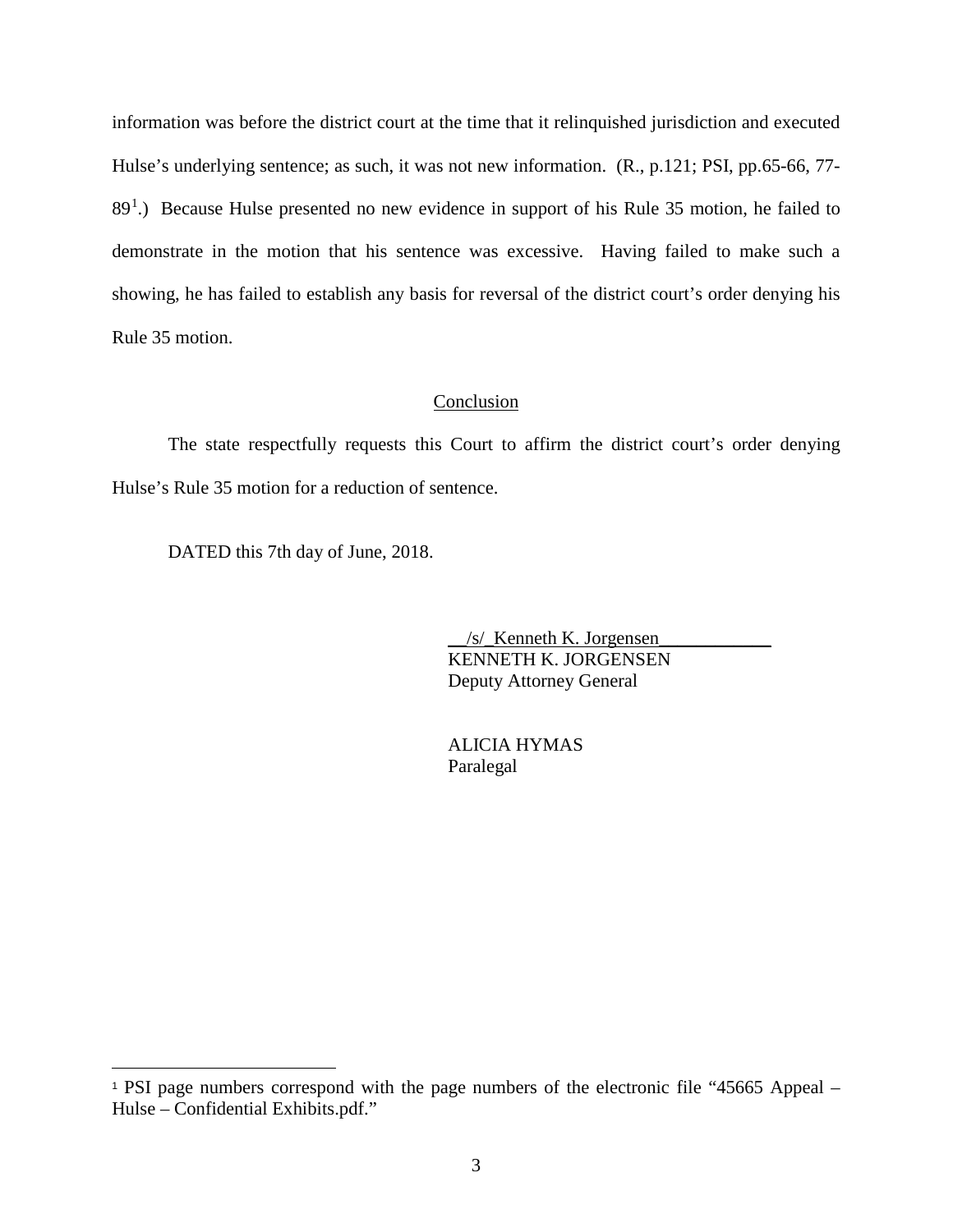information was before the district court at the time that it relinquished jurisdiction and executed Hulse's underlying sentence; as such, it was not new information. (R., p.121; PSI, pp.65-66, 77-89[1].) Because Hulse presented no new evidence in support of his Rule 35 motion, he failed to demonstrate in the motion that his sentence was excessive. Having failed to make such a showing, he has failed to establish any basis for reversal of the district court's order denying his Rule 35 motion.

## Conclusion

The state respectfully requests this Court to affirm the district court's order denying Hulse's Rule 35 motion for a reduction of sentence.

DATED this 7th day of June, 2018.

__/s/_Kenneth K. Jorgensen____________
KENNETH K. JORGENSEN
Deputy Attorney General

ALICIA HYMAS
Paralegal

---

[1] PSI page numbers correspond with the page numbers of the electronic file "45665 Appeal – Hulse – Confidential Exhibits.pdf."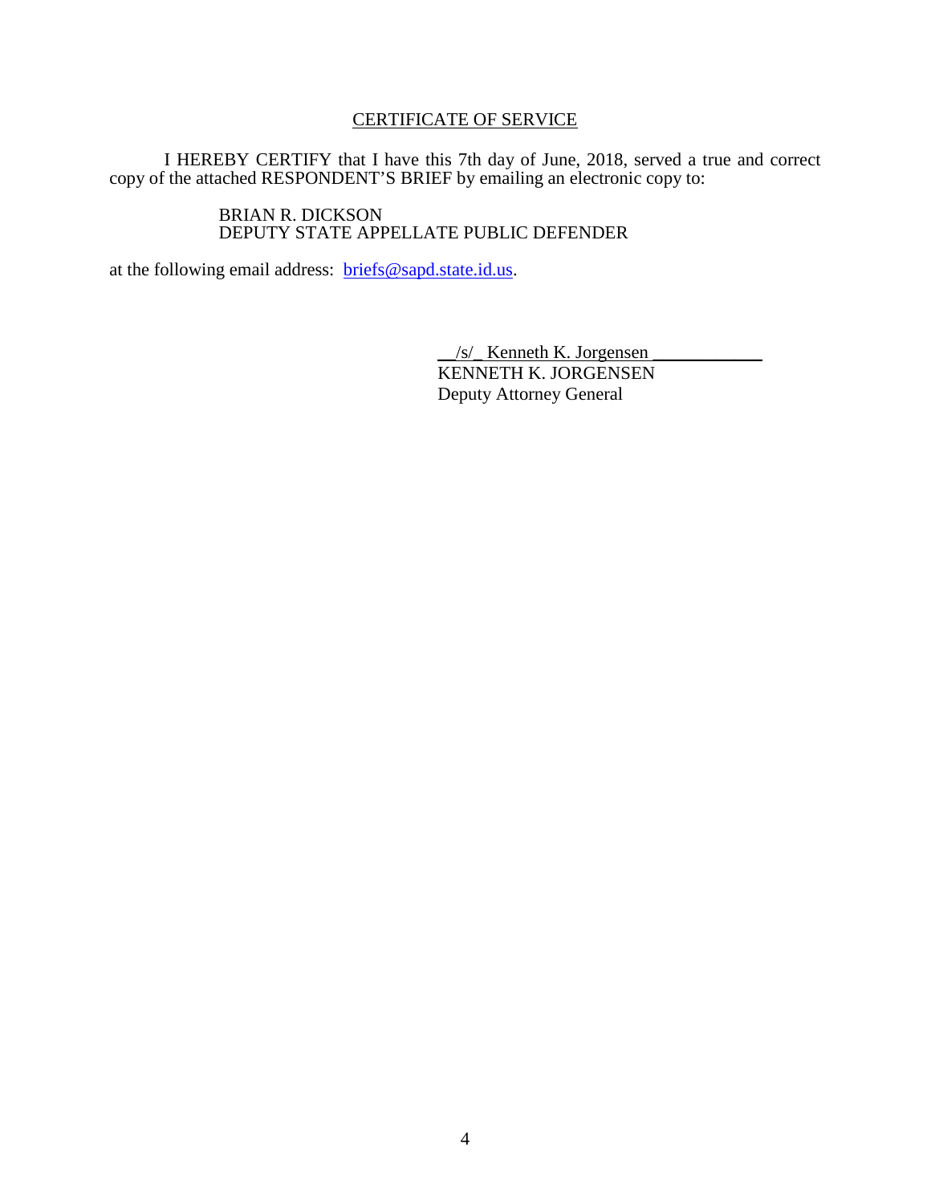## CERTIFICATE OF SERVICE

I HEREBY CERTIFY that I have this 7th day of June, 2018, served a true and correct copy of the attached RESPONDENT'S BRIEF by emailing an electronic copy to:

BRIAN R. DICKSON
DEPUTY STATE APPELLATE PUBLIC DEFENDER

at the following email address: briefs@sapd.state.id.us.

/s/ Kenneth K. Jorgensen
KENNETH K. JORGENSEN
Deputy Attorney General